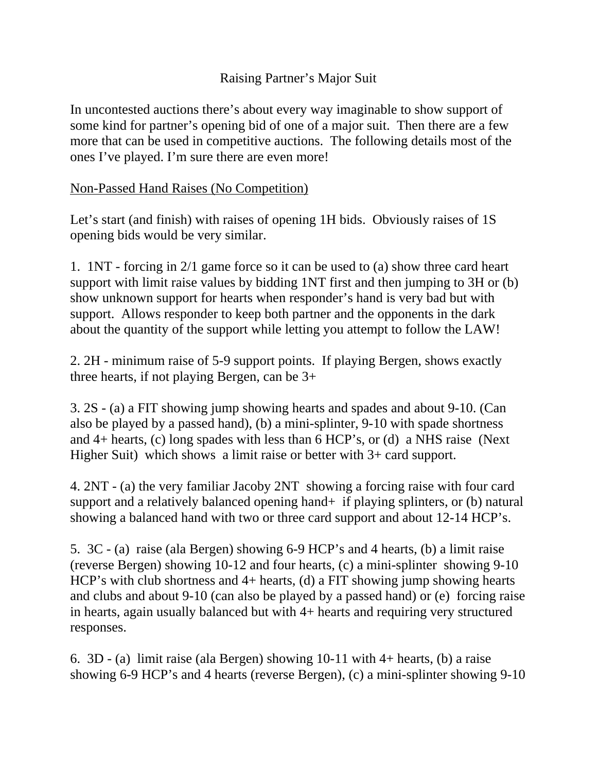# Raising Partner's Major Suit

In uncontested auctions there's about every way imaginable to show support of some kind for partner's opening bid of one of a major suit. Then there are a few more that can be used in competitive auctions. The following details most of the ones I've played. I'm sure there are even more!

<u>Non-Passed Hand Raises (No Competition)</u>

Let's start (and finish) with raises of opening 1H bids. Obviously raises of 1S opening bids would be very similar.

1. 1NT - forcing in 2/1 game force so it can be used to (a) show three card heart support with limit raise values by bidding 1NT first and then jumping to 3H or (b) show unknown support for hearts when responder's hand is very bad but with support. Allows responder to keep both partner and the opponents in the dark about the quantity of the support while letting you attempt to follow the LAW!

2. 2H - minimum raise of 5-9 support points. If playing Bergen, shows exactly three hearts, if not playing Bergen, can be 3+

3. 2S - (a) a FIT showing jump showing hearts and spades and about 9-10. (Can also be played by a passed hand), (b) a mini-splinter, 9-10 with spade shortness and 4+ hearts, (c) long spades with less than 6 HCP's, or (d) a NHS raise (Next Higher Suit) which shows a limit raise or better with 3+ card support.

4. 2NT - (a) the very familiar Jacoby 2NT showing a forcing raise with four card support and a relatively balanced opening hand+ if playing splinters, or (b) natural showing a balanced hand with two or three card support and about 12-14 HCP's.

5. 3C - (a) raise (ala Bergen) showing 6-9 HCP's and 4 hearts, (b) a limit raise (reverse Bergen) showing 10-12 and four hearts, (c) a mini-splinter showing 9-10 HCP's with club shortness and 4+ hearts, (d) a FIT showing jump showing hearts and clubs and about 9-10 (can also be played by a passed hand) or (e) forcing raise in hearts, again usually balanced but with 4+ hearts and requiring very structured responses.

6. 3D - (a) limit raise (ala Bergen) showing 10-11 with 4+ hearts, (b) a raise showing 6-9 HCP's and 4 hearts (reverse Bergen), (c) a mini-splinter showing 9-10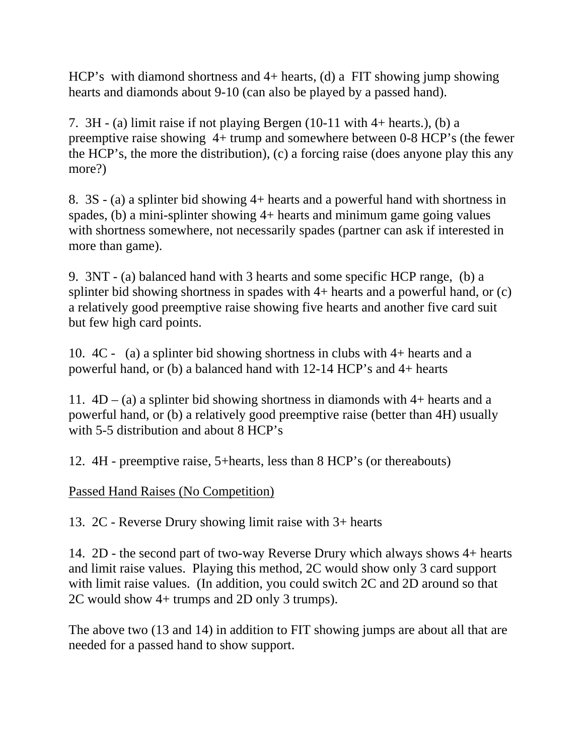HCP's with diamond shortness and 4+ hearts, (d) a FIT showing jump showing hearts and diamonds about 9-10 (can also be played by a passed hand).

7. 3H - (a) limit raise if not playing Bergen (10-11 with 4+ hearts.), (b) a preemptive raise showing 4+ trump and somewhere between 0-8 HCP's (the fewer the HCP's, the more the distribution), (c) a forcing raise (does anyone play this any more?)

8. 3S - (a) a splinter bid showing 4+ hearts and a powerful hand with shortness in spades, (b) a mini-splinter showing 4+ hearts and minimum game going values with shortness somewhere, not necessarily spades (partner can ask if interested in more than game).

9. 3NT - (a) balanced hand with 3 hearts and some specific HCP range, (b) a splinter bid showing shortness in spades with 4+ hearts and a powerful hand, or (c) a relatively good preemptive raise showing five hearts and another five card suit but few high card points.

10. 4C - (a) a splinter bid showing shortness in clubs with 4+ hearts and a powerful hand, or (b) a balanced hand with 12-14 HCP's and 4+ hearts

11. 4D – (a) a splinter bid showing shortness in diamonds with 4+ hearts and a powerful hand, or (b) a relatively good preemptive raise (better than 4H) usually with 5-5 distribution and about 8 HCP's

12. 4H - preemptive raise, 5+hearts, less than 8 HCP's (or thereabouts)

<u>Passed Hand Raises (No Competition)</u>

13. 2C - Reverse Drury showing limit raise with 3+ hearts

14. 2D - the second part of two-way Reverse Drury which always shows 4+ hearts and limit raise values. Playing this method, 2C would show only 3 card support with limit raise values. (In addition, you could switch 2C and 2D around so that 2C would show 4+ trumps and 2D only 3 trumps).

The above two (13 and 14) in addition to FIT showing jumps are about all that are needed for a passed hand to show support.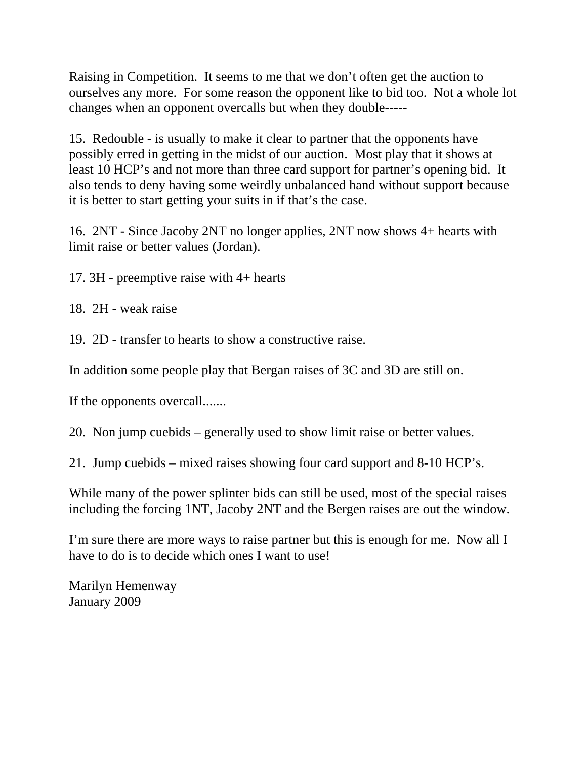Raising in Competition. It seems to me that we don't often get the auction to ourselves any more. For some reason the opponent like to bid too. Not a whole lot changes when an opponent overcalls but when they double-----

15. Redouble - is usually to make it clear to partner that the opponents have possibly erred in getting in the midst of our auction. Most play that it shows at least 10 HCP's and not more than three card support for partner's opening bid. It also tends to deny having some weirdly unbalanced hand without support because it is better to start getting your suits in if that's the case.

16. 2NT - Since Jacoby 2NT no longer applies, 2NT now shows 4+ hearts with limit raise or better values (Jordan).

17. 3H - preemptive raise with 4+ hearts

18. 2H - weak raise

19. 2D - transfer to hearts to show a constructive raise.

In addition some people play that Bergan raises of 3C and 3D are still on.

If the opponents overcall.......

20. Non jump cuebids – generally used to show limit raise or better values.

21. Jump cuebids – mixed raises showing four card support and 8-10 HCP's.

While many of the power splinter bids can still be used, most of the special raises including the forcing 1NT, Jacoby 2NT and the Bergen raises are out the window.

I'm sure there are more ways to raise partner but this is enough for me. Now all I have to do is to decide which ones I want to use!

Marilyn Hemenway
January 2009